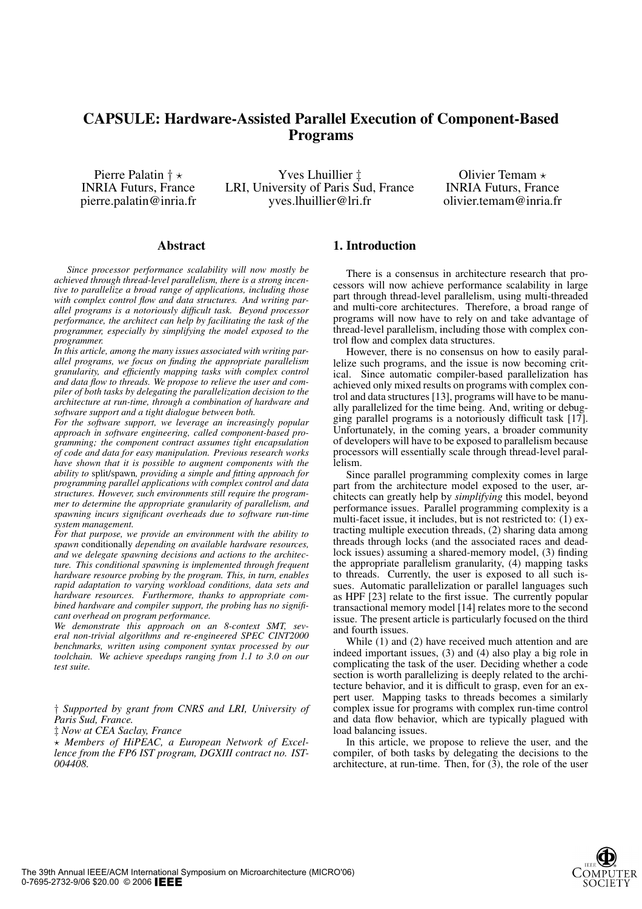# CAPSULE: Hardware-Assisted Parallel Execution of Component-Based Programs

Pierre Palatin † ⋆
INRIA Futurs, France
pierre.palatin@inria.fr

Yves Lhuillier ‡
LRI, University of Paris Sud, France
yves.lhuillier@lri.fr

Olivier Temam ⋆
INRIA Futurs, France
olivier.temam@inria.fr

## Abstract

*Since processor performance scalability will now mostly be achieved through thread-level parallelism, there is a strong incentive to parallelize a broad range of applications, including those with complex control flow and data structures. And writing parallel programs is a notoriously difficult task. Beyond processor performance, the architect can help by facilitating the task of the programmer, especially by simplifying the model exposed to the programmer.*

*In this article, among the many issues associated with writing parallel programs, we focus on finding the appropriate parallelism granularity, and efficiently mapping tasks with complex control and data flow to threads. We propose to relieve the user and compiler of both tasks by delegating the parallelization decision to the architecture at run-time, through a combination of hardware and software support and a tight dialogue between both.*

*For the software support, we leverage an increasingly popular approach in software engineering, called component-based programming; the component contract assumes tight encapsulation of code and data for easy manipulation. Previous research works have shown that it is possible to augment components with the ability to* split/spawn*, providing a simple and fitting approach for programming parallel applications with complex control and data structures. However, such environments still require the programmer to determine the appropriate granularity of parallelism, and spawning incurs significant overheads due to software run-time system management.*

*For that purpose, we provide an environment with the ability to spawn* conditionally *depending on available hardware resources, and we delegate spawning decisions and actions to the architecture. This conditional spawning is implemented through frequent hardware resource probing by the program. This, in turn, enables rapid adaptation to varying workload conditions, data sets and hardware resources. Furthermore, thanks to appropriate combined hardware and compiler support, the probing has no significant overhead on program performance.*

*We demonstrate this approach on an 8-context SMT, several non-trivial algorithms and re-engineered SPEC CINT2000 benchmarks, written using component syntax processed by our toolchain. We achieve speedups ranging from 1.1 to 3.0 on our test suite.*

*† Supported by grant from CNRS and LRI, University of Paris Sud, France.*

*‡ Now at CEA Saclay, France*

*⋆ Members of HiPEAC, a European Network of Excellence from the FP6 IST program, DGXIII contract no. IST-004408.*

## 1. Introduction

There is a consensus in architecture research that processors will now achieve performance scalability in large part through thread-level parallelism, using multi-threaded and multi-core architectures. Therefore, a broad range of programs will now have to rely on and take advantage of thread-level parallelism, including those with complex control flow and complex data structures.

However, there is no consensus on how to easily parallelize such programs, and the issue is now becoming critical. Since automatic compiler-based parallelization has achieved only mixed results on programs with complex control and data structures [13], programs will have to be manually parallelized for the time being. And, writing or debugging parallel programs is a notoriously difficult task [17]. Unfortunately, in the coming years, a broader community of developers will have to be exposed to parallelism because processors will essentially scale through thread-level parallelism.

Since parallel programming complexity comes in large part from the architecture model exposed to the user, architects can greatly help by *simplifying* this model, beyond performance issues. Parallel programming complexity is a multi-facet issue, it includes, but is not restricted to: (1) extracting multiple execution threads, (2) sharing data among threads through locks (and the associated races and deadlock issues) assuming a shared-memory model, (3) finding the appropriate parallelism granularity, (4) mapping tasks to threads. Currently, the user is exposed to all such issues. Automatic parallelization or parallel languages such as HPF [23] relate to the first issue. The currently popular transactional memory model [14] relates more to the second issue. The present article is particularly focused on the third and fourth issues.

While (1) and (2) have received much attention and are indeed important issues, (3) and (4) also play a big role in complicating the task of the user. Deciding whether a code section is worth parallelizing is deeply related to the architecture behavior, and it is difficult to grasp, even for an expert user. Mapping tasks to threads becomes a similarly complex issue for programs with complex run-time control and data flow behavior, which are typically plagued with load balancing issues.

In this article, we propose to relieve the user, and the compiler, of both tasks by delegating the decisions to the architecture, at run-time. Then, for (3), the role of the user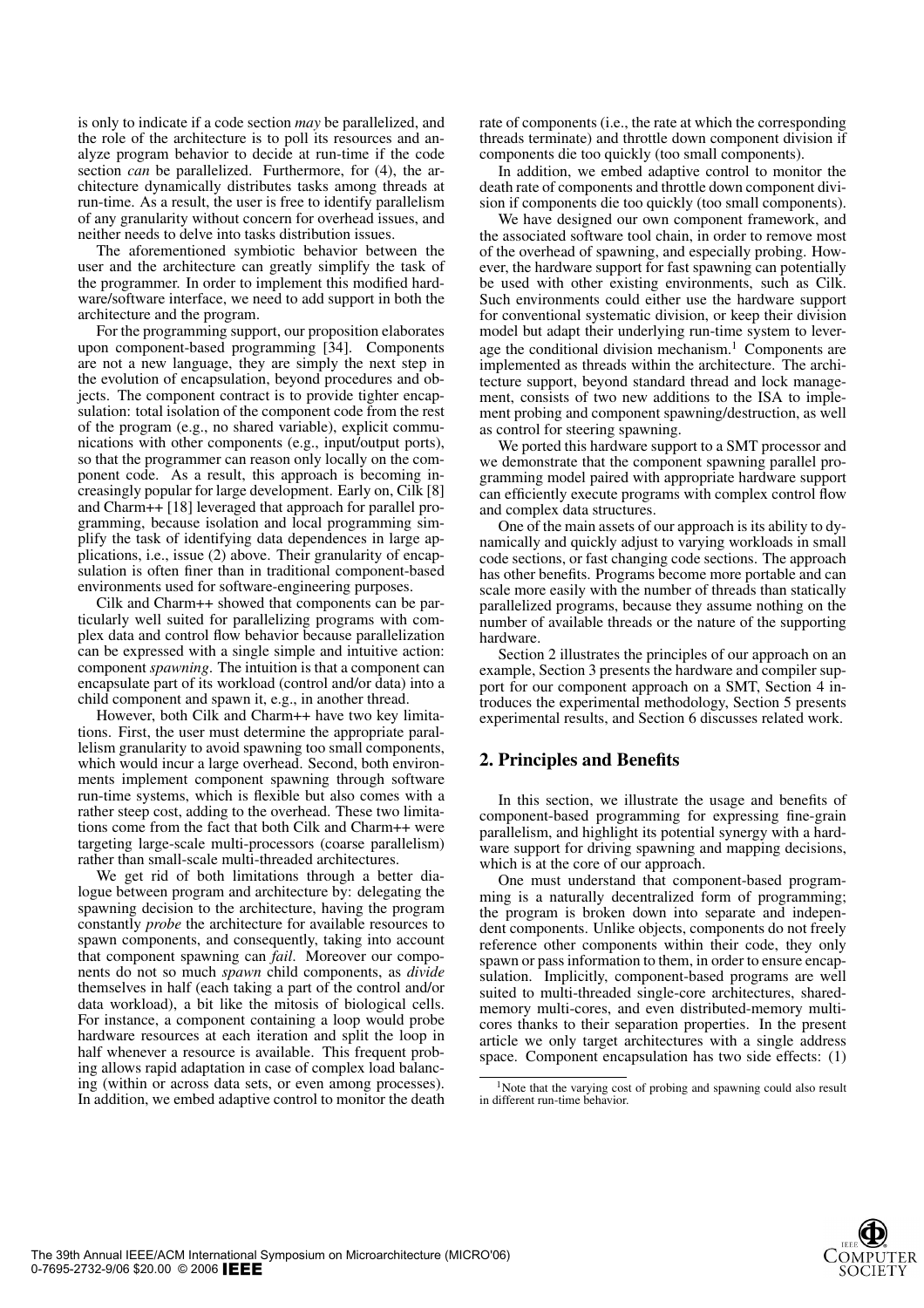is only to indicate if a code section *may* be parallelized, and the role of the architecture is to poll its resources and analyze program behavior to decide at run-time if the code section *can* be parallelized. Furthermore, for (4), the architecture dynamically distributes tasks among threads at run-time. As a result, the user is free to identify parallelism of any granularity without concern for overhead issues, and neither needs to delve into tasks distribution issues.

The aforementioned symbiotic behavior between the user and the architecture can greatly simplify the task of the programmer. In order to implement this modified hardware/software interface, we need to add support in both the architecture and the program.

For the programming support, our proposition elaborates upon component-based programming [34]. Components are not a new language, they are simply the next step in the evolution of encapsulation, beyond procedures and objects. The component contract is to provide tighter encapsulation: total isolation of the component code from the rest of the program (e.g., no shared variable), explicit communications with other components (e.g., input/output ports), so that the programmer can reason only locally on the component code. As a result, this approach is becoming increasingly popular for large development. Early on, Cilk [8] and Charm++ [18] leveraged that approach for parallel programming, because isolation and local programming simplify the task of identifying data dependences in large applications, i.e., issue (2) above. Their granularity of encapsulation is often finer than in traditional component-based environments used for software-engineering purposes.

Cilk and Charm++ showed that components can be particularly well suited for parallelizing programs with complex data and control flow behavior because parallelization can be expressed with a single simple and intuitive action: component *spawning*. The intuition is that a component can encapsulate part of its workload (control and/or data) into a child component and spawn it, e.g., in another thread.

However, both Cilk and Charm++ have two key limitations. First, the user must determine the appropriate parallelism granularity to avoid spawning too small components, which would incur a large overhead. Second, both environments implement component spawning through software run-time systems, which is flexible but also comes with a rather steep cost, adding to the overhead. These two limitations come from the fact that both Cilk and Charm++ were targeting large-scale multi-processors (coarse parallelism) rather than small-scale multi-threaded architectures.

We get rid of both limitations through a better dialogue between program and architecture by: delegating the spawning decision to the architecture, having the program constantly *probe* the architecture for available resources to spawn components, and consequently, taking into account that component spawning can *fail*. Moreover our components do not so much *spawn* child components, as *divide* themselves in half (each taking a part of the control and/or data workload), a bit like the mitosis of biological cells. For instance, a component containing a loop would probe hardware resources at each iteration and split the loop in half whenever a resource is available. This frequent probing allows rapid adaptation in case of complex load balancing (within or across data sets, or even among processes). In addition, we embed adaptive control to monitor the death rate of components (i.e., the rate at which the corresponding threads terminate) and throttle down component division if components die too quickly (too small components).

In addition, we embed adaptive control to monitor the death rate of components and throttle down component division if components die too quickly (too small components).

We have designed our own component framework, and the associated software tool chain, in order to remove most of the overhead of spawning, and especially probing. However, the hardware support for fast spawning can potentially be used with other existing environments, such as Cilk. Such environments could either use the hardware support for conventional systematic division, or keep their division model but adapt their underlying run-time system to leverage the conditional division mechanism.[1] Components are implemented as threads within the architecture. The architecture support, beyond standard thread and lock management, consists of two new additions to the ISA to implement probing and component spawning/destruction, as well as control for steering spawning.

We ported this hardware support to a SMT processor and we demonstrate that the component spawning parallel programming model paired with appropriate hardware support can efficiently execute programs with complex control flow and complex data structures.

One of the main assets of our approach is its ability to dynamically and quickly adjust to varying workloads in small code sections, or fast changing code sections. The approach has other benefits. Programs become more portable and can scale more easily with the number of threads than statically parallelized programs, because they assume nothing on the number of available threads or the nature of the supporting hardware.

Section 2 illustrates the principles of our approach on an example, Section 3 presents the hardware and compiler support for our component approach on a SMT, Section 4 introduces the experimental methodology, Section 5 presents experimental results, and Section 6 discusses related work.

## 2. Principles and Benefits

In this section, we illustrate the usage and benefits of component-based programming for expressing fine-grain parallelism, and highlight its potential synergy with a hardware support for driving spawning and mapping decisions, which is at the core of our approach.

One must understand that component-based programming is a naturally decentralized form of programming; the program is broken down into separate and independent components. Unlike objects, components do not freely reference other components within their code, they only spawn or pass information to them, in order to ensure encapsulation. Implicitly, component-based programs are well suited to multi-threaded single-core architectures, shared-memory multi-cores, and even distributed-memory multi-cores thanks to their separation properties. In the present article we only target architectures with a single address space. Component encapsulation has two side effects: (1)

[1] Note that the varying cost of probing and spawning could also result in different run-time behavior.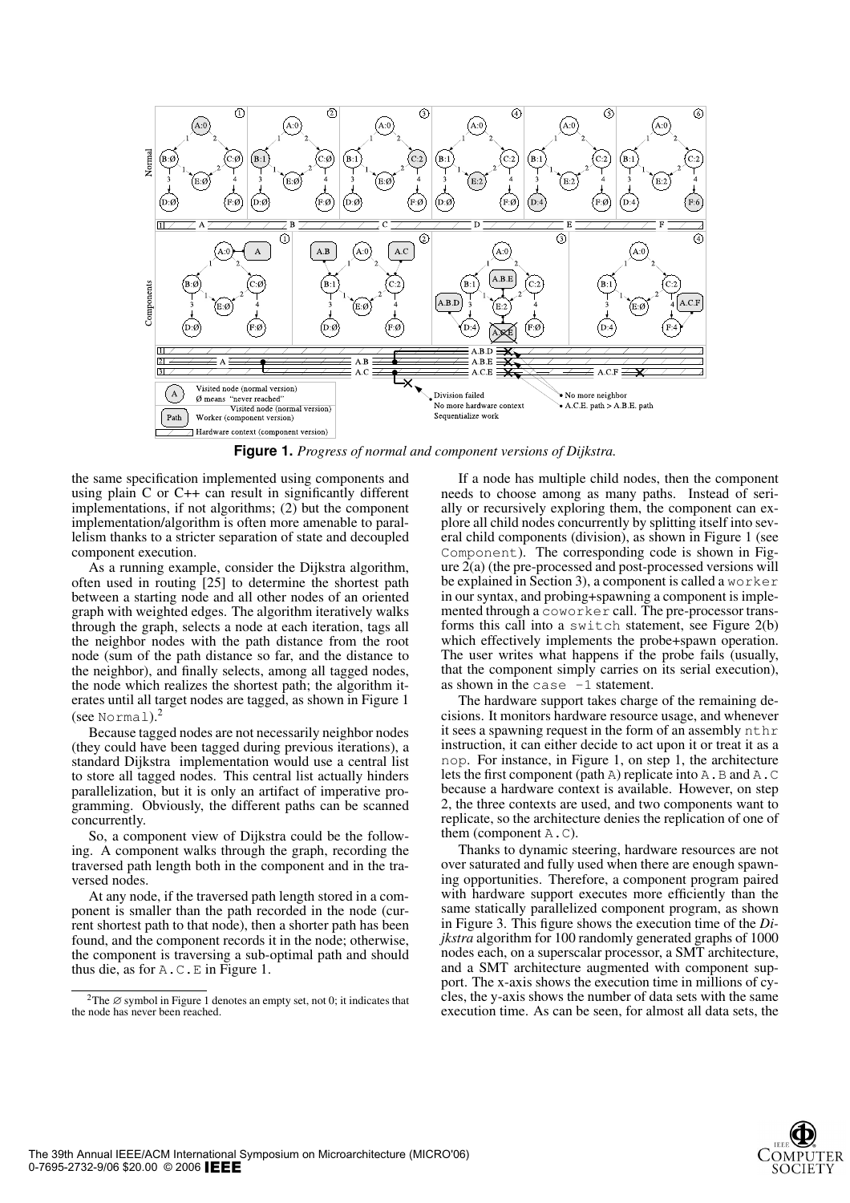Figure 1. *Progress of normal and component versions of Dijkstra.*

the same specification implemented using components and using plain C or C++ can result in significantly different implementations, if not algorithms; (2) but the component implementation/algorithm is often more amenable to parallelism thanks to a stricter separation of state and decoupled component execution.

As a running example, consider the Dijkstra algorithm, often used in routing [25] to determine the shortest path between a starting node and all other nodes of an oriented graph with weighted edges. The algorithm iteratively walks through the graph, selects a node at each iteration, tags all the neighbor nodes with the path distance from the root node (sum of the path distance so far, and the distance to the neighbor), and finally selects, among all tagged nodes, the node which realizes the shortest path; the algorithm iterates until all target nodes are tagged, as shown in Figure 1 (see `Normal`).[2]

Because tagged nodes are not necessarily neighbor nodes (they could have been tagged during previous iterations), a standard Dijkstra implementation would use a central list to store all tagged nodes. This central list actually hinders parallelization, but it is only an artifact of imperative programming. Obviously, the different paths can be scanned concurrently.

So, a component view of Dijkstra could be the following. A component walks through the graph, recording the traversed path length both in the component and in the traversed nodes.

At any node, if the traversed path length stored in a component is smaller than the path recorded in the node (current shortest path to that node), then a shorter path has been found, and the component records it in the node; otherwise, the component is traversing a sub-optimal path and should thus die, as for `A.C.E` in Figure 1.

[2] The ∅ symbol in Figure 1 denotes an empty set, not 0; it indicates that the node has never been reached.

If a node has multiple child nodes, then the component needs to choose among as many paths. Instead of serially or recursively exploring them, the component can explore all child nodes concurrently by splitting itself into several child components (division), as shown in Figure 1 (see `Component`). The corresponding code is shown in Figure 2(a) (the pre-processed and post-processed versions will be explained in Section 3), a component is called a `worker` in our syntax, and probing+spawning a component is implemented through a `coworker` call. The pre-processor transforms this call into a `switch` statement, see Figure 2(b) which effectively implements the probe+spawn operation. The user writes what happens if the probe fails (usually, that the component simply carries on its serial execution), as shown in the `case -1` statement.

The hardware support takes charge of the remaining decisions. It monitors hardware resource usage, and whenever it sees a spawning request in the form of an assembly `nthr` instruction, it can either decide to act upon it or treat it as a `nop`. For instance, in Figure 1, on step 1, the architecture lets the first component (path `A`) replicate into `A.B` and `A.C` because a hardware context is available. However, on step 2, the three contexts are used, and two components want to replicate, so the architecture denies the replication of one of them (component `A.C`).

Thanks to dynamic steering, hardware resources are not over saturated and fully used when there are enough spawning opportunities. Therefore, a component program paired with hardware support executes more efficiently than the same statically parallelized component program, as shown in Figure 3. This figure shows the execution time of the *Dijkstra* algorithm for 100 randomly generated graphs of 1000 nodes each, on a superscalar processor, a SMT architecture, and a SMT architecture augmented with component support. The x-axis shows the execution time in millions of cycles, the y-axis shows the number of data sets with the same execution time. As can be seen, for almost all data sets, the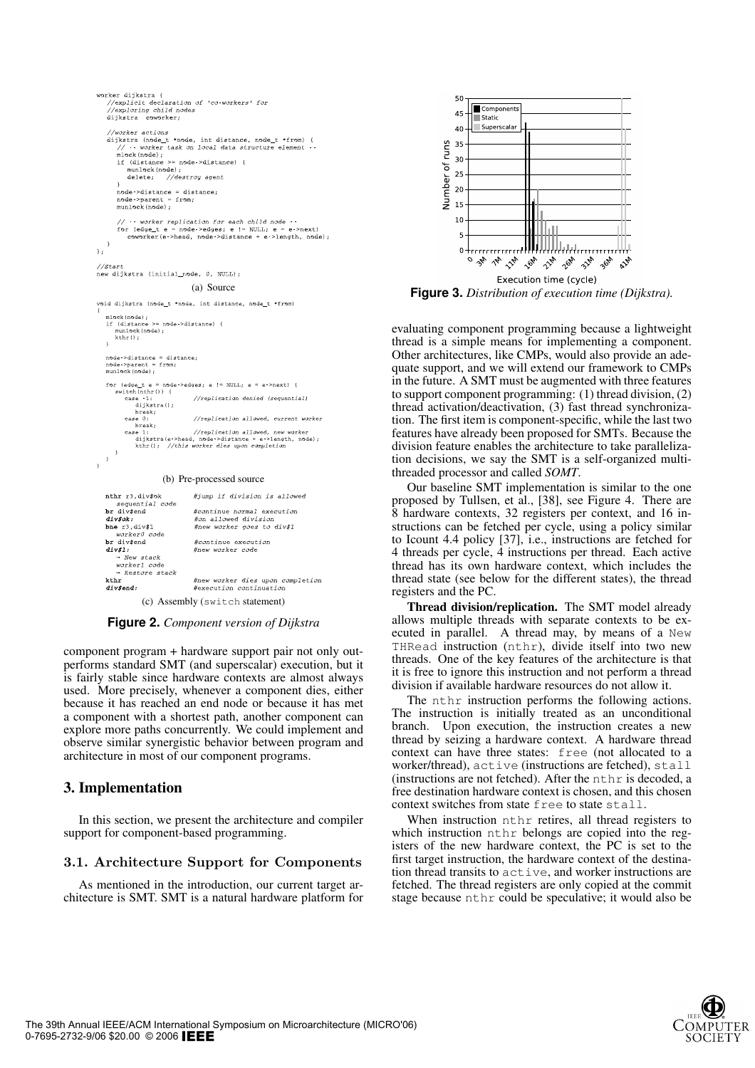```
worker dijkstra {
   //explicit declaration of 'co-workers' for
   //exploring child nodes
   dijkstra  coworker;

   //worker actions
   dijkstra (node_t *node, int distance, node_t *from) {
      // -- worker task on local data structure element --
      mlock(node);
      if (distance >= node->distance) {
         munlock(node);
         delete;   //destroy agent
      }
      node->distance = distance;
      node->parent = from;
      munlock(node);

      // -- worker replication for each child node --
      for (edge_t e = node->edges; e != NULL; e = e->next)
         coworker(e->head, node->distance + e->length, node);
   }
};

//Start
new dijkstra (initial_node, 0, NULL);
```

(a) Source

```
void dijkstra (node_t *node, int distance, node_t *from)
{
   mlock(node);
   if (distance >= node->distance) {
      munlock(node);
      kthr();
   }

   node->distance = distance;
   node->parent = from;
   munlock(node);

   for (edge_t e = node->edges; e != NULL; e = e->next) {
      switch(nthr()) {
         case -1:          //replication denied (sequential)
            dijkstra();
            break;
         case 0:           //replication allowed, current worker
            break;
         case 1:           //replication allowed, new worker
            dijkstra(e->head, node->distance + e->length, node);
            kthr();  //this worker dies upon completion
      }
   }
}
```

(b) Pre-processed source

```
  nthr r3,div$ok       #jump if division is allowed
    sequential code
  br div$end           #continue normal execution
  div$ok:              #on allowed division
  bne r3,div$1         #new worker goes to div$1
    worker0 code
  br div$end           #continue execution
  div$1:               #new worker code
    → New stack
    worker1 code
    → Restore stack
  kthr                 #new worker dies upon completion
  div$end:             #execution continuation
```

(c) Assembly (switch statement)

**Figure 2.** *Component version of Dijkstra*

component program + hardware support pair not only outperforms standard SMT (and superscalar) execution, but it is fairly stable since hardware contexts are almost always used. More precisely, whenever a component dies, either because it has reached an end node or because it has met a component with a shortest path, another component can explore more paths concurrently. We could implement and observe similar synergistic behavior between program and architecture in most of our component programs.

## 3. Implementation

In this section, we present the architecture and compiler support for component-based programming.

### 3.1. Architecture Support for Components

As mentioned in the introduction, our current target architecture is SMT. SMT is a natural hardware platform for evaluating component programming because a lightweight thread is a simple means for implementing a component. Other architectures, like CMPs, would also provide an adequate support, and we will extend our framework to CMPs in the future. A SMT must be augmented with three features to support component programming: (1) thread division, (2) thread activation/deactivation, (3) fast thread synchronization. The first item is component-specific, while the last two features have already been proposed for SMTs. Because the division feature enables the architecture to take parallelization decisions, we say the SMT is a self-organized multithreaded processor and called *SOMT*.

**Figure 3.** *Distribution of execution time (Dijkstra).*

Our baseline SMT implementation is similar to the one proposed by Tullsen, et al., [38], see Figure 4. There are 8 hardware contexts, 32 registers per context, and 16 instructions can be fetched per cycle, using a policy similar to Icount 4.4 policy [37], i.e., instructions are fetched for 4 threads per cycle, 4 instructions per thread. Each active thread has its own hardware context, which includes the thread state (see below for the different states), the thread registers and the PC.

**Thread division/replication.** The SMT model already allows multiple threads with separate contexts to be executed in parallel. A thread may, by means of a New THRead instruction (nthr), divide itself into two new threads. One of the key features of the architecture is that it is free to ignore this instruction and not perform a thread division if available hardware resources do not allow it.

The nthr instruction performs the following actions. The instruction is initially treated as an unconditional branch. Upon execution, the instruction creates a new thread by seizing a hardware context. A hardware thread context can have three states: free (not allocated to a worker/thread), active (instructions are fetched), stall (instructions are not fetched). After the nthr is decoded, a free destination hardware context is chosen, and this chosen context switches from state free to state stall.

When instruction nthr retires, all thread registers to which instruction nthr belongs are copied into the registers of the new hardware context, the PC is set to the first target instruction, the hardware context of the destination thread transits to active, and worker instructions are fetched. The thread registers are only copied at the commit stage because nthr could be speculative; it would also be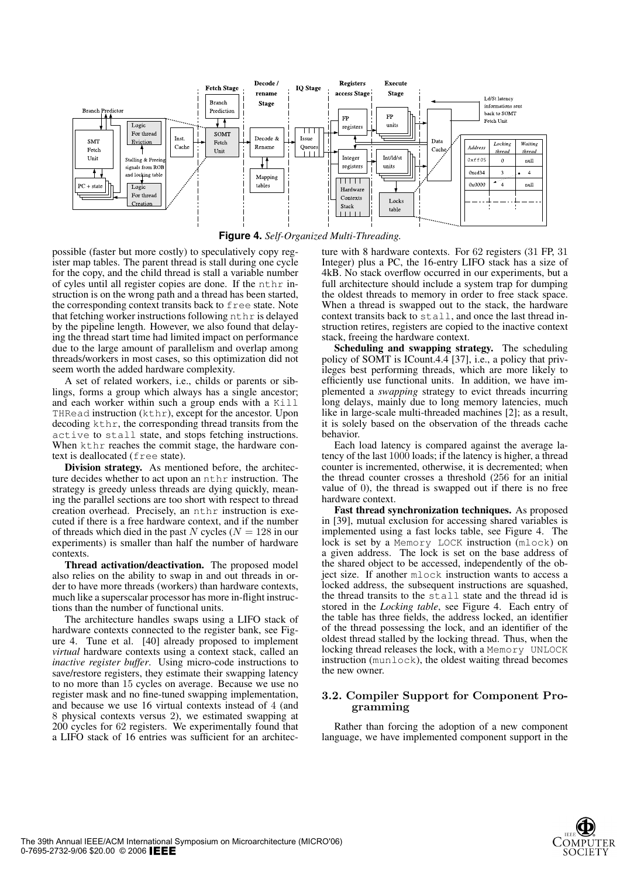Fetch Stage

Decode / rename Stage

IQ Stage

Registers access Stage

Execute Stage

Branch Predictor

Branch Prediction

Logic For thread Eviction

SMT Fetch Unit

Stalling & Freeing signals from ROB and locking table

PC + state

Logic For thread Creation

Inst. Cache

SOMT Fetch Unit

Decode & Rename

Mapping tables

Issue Queues

FP registers

Integer registers

Hardware Contexts Stack

FP units

Int/ld/st units

Locks table

Data Cache

Ld/St latency informations sent back to SOMT Fetch Unit

Address | Locking thread | Waiting thread

0xff05 | 0 | null

0xcd34 | 3 | 4

0x0000 | 4 | null

**Figure 4.** *Self-Organized Multi-Threading.*

possible (faster but more costly) to speculatively copy register map tables. The parent thread is stall during one cycle for the copy, and the child thread is stall a variable number of cyles until all register copies are done. If the `nthr` instruction is on the wrong path and a thread has been started, the corresponding context transits back to `free` state. Note that fetching worker instructions following `nthr` is delayed by the pipeline length. However, we also found that delaying the thread start time had limited impact on performance due to the large amount of parallelism and overlap among threads/workers in most cases, so this optimization did not seem worth the added hardware complexity.

A set of related workers, i.e., childs or parents or siblings, forms a group which always has a single ancestor; and each worker within such a group ends with a `Kill THRead` instruction (`kthr`), except for the ancestor. Upon decoding `kthr`, the corresponding thread transits from the `active` to `stall` state, and stops fetching instructions. When `kthr` reaches the commit stage, the hardware context is deallocated (`free` state).

**Division strategy.** As mentioned before, the architecture decides whether to act upon an `nthr` instruction. The strategy is greedy unless threads are dying quickly, meaning the parallel sections are too short with respect to thread creation overhead. Precisely, an `nthr` instruction is executed if there is a free hardware context, and if the number of threads which died in the past $N$ cycles ($N = 128$ in our experiments) is smaller than half the number of hardware contexts.

**Thread activation/deactivation.** The proposed model also relies on the ability to swap in and out threads in order to have more threads (workers) than hardware contexts, much like a superscalar processor has more in-flight instructions than the number of functional units.

The architecture handles swaps using a LIFO stack of hardware contexts connected to the register bank, see Figure 4. Tune et al. [40] already proposed to implement *virtual* hardware contexts using a context stack, called an *inactive register buffer*. Using micro-code instructions to save/restore registers, they estimate their swapping latency to no more than 15 cycles on average. Because we use no register mask and no fine-tuned swapping implementation, and because we use 16 virtual contexts instead of 4 (and 8 physical contexts versus 2), we estimated swapping at 200 cycles for 62 registers. We experimentally found that a LIFO stack of 16 entries was sufficient for an architecture with 8 hardware contexts. For 62 registers (31 FP, 31 Integer) plus a PC, the 16-entry LIFO stack has a size of 4kB. No stack overflow occurred in our experiments, but a full architecture should include a system trap for dumping the oldest threads to memory in order to free stack space. When a thread is swapped out to the stack, the hardware context transits back to `stall`, and once the last thread instruction retires, registers are copied to the inactive context stack, freeing the hardware context.

**Scheduling and swapping strategy.** The scheduling policy of SOMT is ICount.4.4 [37], i.e., a policy that privileges best performing threads, which are more likely to efficiently use functional units. In addition, we have implemented a *swapping* strategy to evict threads incurring long delays, mainly due to long memory latencies, much like in large-scale multi-threaded machines [2]; as a result, it is solely based on the observation of the threads cache behavior.

Each load latency is compared against the average latency of the last 1000 loads; if the latency is higher, a thread counter is incremented, otherwise, it is decremented; when the thread counter crosses a threshold (256 for an initial value of 0), the thread is swapped out if there is no free hardware context.

**Fast thread synchronization techniques.** As proposed in [39], mutual exclusion for accessing shared variables is implemented using a fast locks table, see Figure 4. The lock is set by a `Memory LOCK` instruction (`mlock`) on a given address. The lock is set on the base address of the shared object to be accessed, independently of the object size. If another `mlock` instruction wants to access a locked address, the subsequent instructions are squashed, the thread transits to the `stall` state and the thread id is stored in the *Locking table*, see Figure 4. Each entry of the table has three fields, the address locked, an identifier of the thread possessing the lock, and an identifier of the oldest thread stalled by the locking thread. Thus, when the locking thread releases the lock, with a `Memory UNLOCK` instruction (`munlock`), the oldest waiting thread becomes the new owner.

### 3.2. Compiler Support for Component Programming

Rather than forcing the adoption of a new component language, we have implemented component support in the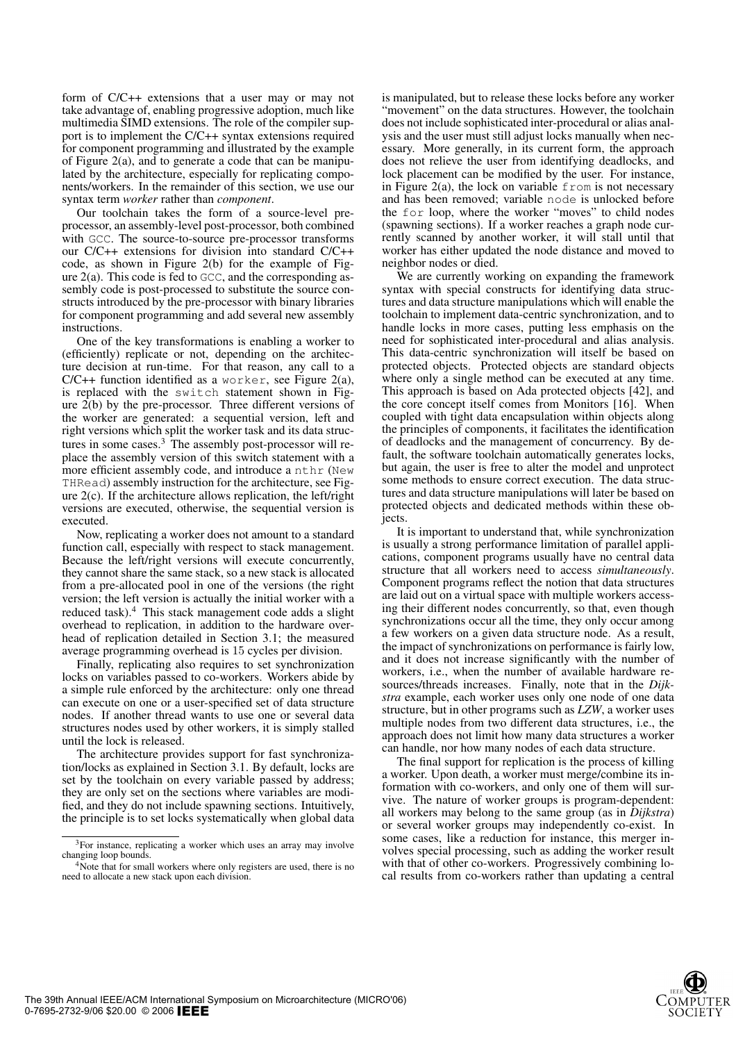form of C/C++ extensions that a user may or may not take advantage of, enabling progressive adoption, much like multimedia SIMD extensions. The role of the compiler support is to implement the C/C++ syntax extensions required for component programming and illustrated by the example of Figure 2(a), and to generate a code that can be manipulated by the architecture, especially for replicating components/workers. In the remainder of this section, we use our syntax term *worker* rather than *component*.

Our toolchain takes the form of a source-level preprocessor, an assembly-level post-processor, both combined with `GCC`. The source-to-source pre-processor transforms our C/C++ extensions for division into standard C/C++ code, as shown in Figure 2(b) for the example of Figure 2(a). This code is fed to `GCC`, and the corresponding assembly code is post-processed to substitute the source constructs introduced by the pre-processor with binary libraries for component programming and add several new assembly instructions.

One of the key transformations is enabling a worker to (efficiently) replicate or not, depending on the architecture decision at run-time. For that reason, any call to a C/C++ function identified as a `worker`, see Figure 2(a), is replaced with the `switch` statement shown in Figure 2(b) by the pre-processor. Three different versions of the worker are generated: a sequential version, left and right versions which split the worker task and its data structures in some cases.[3] The assembly post-processor will replace the assembly version of this switch statement with a more efficient assembly code, and introduce a `nthr` (`New THRead`) assembly instruction for the architecture, see Figure 2(c). If the architecture allows replication, the left/right versions are executed, otherwise, the sequential version is executed.

Now, replicating a worker does not amount to a standard function call, especially with respect to stack management. Because the left/right versions will execute concurrently, they cannot share the same stack, so a new stack is allocated from a pre-allocated pool in one of the versions (the right version; the left version is actually the initial worker with a reduced task).[4] This stack management code adds a slight overhead to replication, in addition to the hardware overhead of replication detailed in Section 3.1; the measured average programming overhead is 15 cycles per division.

Finally, replicating also requires to set synchronization locks on variables passed to co-workers. Workers abide by a simple rule enforced by the architecture: only one thread can execute on one or a user-specified set of data structure nodes. If another thread wants to use one or several data structures nodes used by other workers, it is simply stalled until the lock is released.

The architecture provides support for fast synchronization/locks as explained in Section 3.1. By default, locks are set by the toolchain on every variable passed by address; they are only set on the sections where variables are modified, and they do not include spawning sections. Intuitively, the principle is to set locks systematically when global data is manipulated, but to release these locks before any worker "movement" on the data structures. However, the toolchain does not include sophisticated inter-procedural or alias analysis and the user must still adjust locks manually when necessary. More generally, in its current form, the approach does not relieve the user from identifying deadlocks, and lock placement can be modified by the user. For instance, in Figure 2(a), the lock on variable `from` is not necessary and has been removed; variable `node` is unlocked before the `for` loop, where the worker "moves" to child nodes (spawning sections). If a worker reaches a graph node currently scanned by another worker, it will stall until that worker has either updated the node distance and moved to neighbor nodes or died.

We are currently working on expanding the framework syntax with special constructs for identifying data structures and data structure manipulations which will enable the toolchain to implement data-centric synchronization, and to handle locks in more cases, putting less emphasis on the need for sophisticated inter-procedural and alias analysis. This data-centric synchronization will itself be based on protected objects. Protected objects are standard objects where only a single method can be executed at any time. This approach is based on Ada protected objects [42], and the core concept itself comes from Monitors [16]. When coupled with tight data encapsulation within objects along the principles of components, it facilitates the identification of deadlocks and the management of concurrency. By default, the software toolchain automatically generates locks, but again, the user is free to alter the model and unprotect some methods to ensure correct execution. The data structures and data structure manipulations will later be based on protected objects and dedicated methods within these objects.

It is important to understand that, while synchronization is usually a strong performance limitation of parallel applications, component programs usually have no central data structure that all workers need to access *simultaneously*. Component programs reflect the notion that data structures are laid out on a virtual space with multiple workers accessing their different nodes concurrently, so that, even though synchronizations occur all the time, they only occur among a few workers on a given data structure node. As a result, the impact of synchronizations on performance is fairly low, and it does not increase significantly with the number of workers, i.e., when the number of available hardware resources/threads increases. Finally, note that in the *Dijkstra* example, each worker uses only one node of one data structure, but in other programs such as *LZW*, a worker uses multiple nodes from two different data structures, i.e., the approach does not limit how many data structures a worker can handle, nor how many nodes of each data structure.

The final support for replication is the process of killing a worker. Upon death, a worker must merge/combine its information with co-workers, and only one of them will survive. The nature of worker groups is program-dependent: all workers may belong to the same group (as in *Dijkstra*) or several worker groups may independently co-exist. In some cases, like a reduction for instance, this merger involves special processing, such as adding the worker result with that of other co-workers. Progressively combining local results from co-workers rather than updating a central

[3] For instance, replicating a worker which uses an array may involve changing loop bounds.

[4] Note that for small workers where only registers are used, there is no need to allocate a new stack upon each division.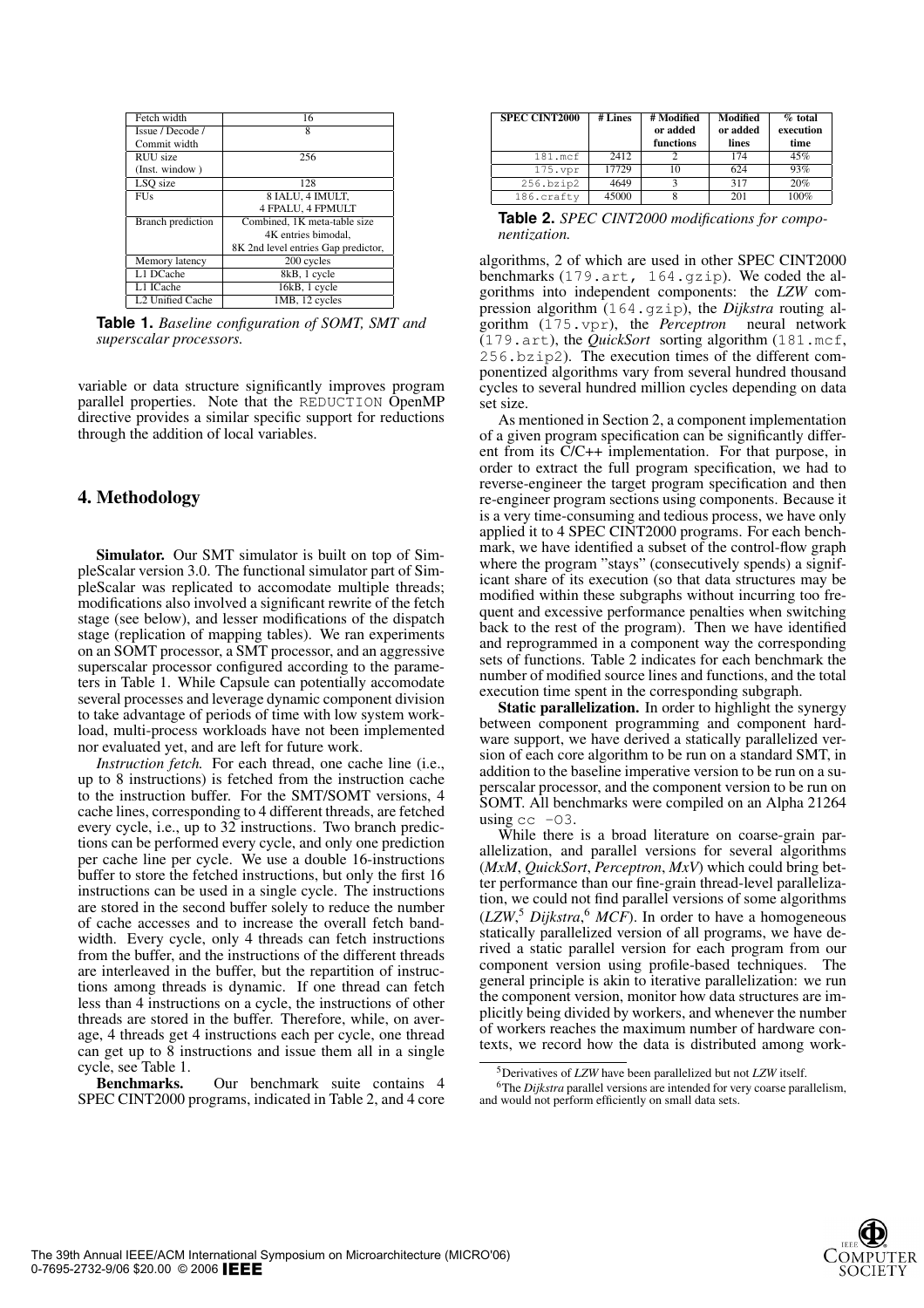| Fetch width | 16 |
|---|---|
| Issue / Decode / Commit width | 8 |
| RUU size (Inst. window ) | 256 |
| LSQ size | 128 |
| FUs | 8 IALU, 4 IMULT, 4 FPALU, 4 FPMULT |
| Branch prediction | Combined, 1K meta-table size 4K entries bimodal, 8K 2nd level entries Gap predictor, |
| Memory latency | 200 cycles |
| L1 DCache | 8kB, 1 cycle |
| L1 ICache | 16kB, 1 cycle |
| L2 Unified Cache | 1MB, 12 cycles |

**Table 1.** *Baseline configuration of SOMT, SMT and superscalar processors.*

variable or data structure significantly improves program parallel properties. Note that the `REDUCTION` OpenMP directive provides a similar specific support for reductions through the addition of local variables.

## 4. Methodology

**Simulator.** Our SMT simulator is built on top of SimpleScalar version 3.0. The functional simulator part of SimpleScalar was replicated to accomodate multiple threads; modifications also involved a significant rewrite of the fetch stage (see below), and lesser modifications of the dispatch stage (replication of mapping tables). We ran experiments on an SOMT processor, a SMT processor, and an aggressive superscalar processor configured according to the parameters in Table 1. While Capsule can potentially accomodate several processes and leverage dynamic component division to take advantage of periods of time with low system workload, multi-process workloads have not been implemented nor evaluated yet, and are left for future work.

*Instruction fetch.* For each thread, one cache line (i.e., up to 8 instructions) is fetched from the instruction cache to the instruction buffer. For the SMT/SOMT versions, 4 cache lines, corresponding to 4 different threads, are fetched every cycle, i.e., up to 32 instructions. Two branch predictions can be performed every cycle, and only one prediction per cache line per cycle. We use a double 16-instructions buffer to store the fetched instructions, but only the first 16 instructions can be used in a single cycle. The instructions are stored in the second buffer solely to reduce the number of cache accesses and to increase the overall fetch bandwidth. Every cycle, only 4 threads can fetch instructions from the buffer, and the instructions of the different threads are interleaved in the buffer, but the repartition of instructions among threads is dynamic. If one thread can fetch less than 4 instructions on a cycle, the instructions of other threads are stored in the buffer. Therefore, while, on average, 4 threads get 4 instructions each per cycle, one thread can get up to 8 instructions and issue them all in a single cycle, see Table 1.

**Benchmarks.** Our benchmark suite contains 4 SPEC CINT2000 programs, indicated in Table 2, and 4 core

| SPEC CINT2000 | # Lines | # Modified or added functions | Modified or added lines | % total execution time |
|---|---|---|---|---|
| `181.mcf` | 2412 | 2 | 174 | 45% |
| `175.vpr` | 17729 | 10 | 624 | 93% |
| `256.bzip2` | 4649 | 3 | 317 | 20% |
| `186.crafty` | 45000 | 8 | 201 | 100% |

**Table 2.** *SPEC CINT2000 modifications for componentization.*

algorithms, 2 of which are used in other SPEC CINT2000 benchmarks (`179.art, 164.gzip`). We coded the algorithms into independent components: the *LZW* compression algorithm (`164.gzip`), the *Dijkstra* routing algorithm (`175.vpr`), the *Perceptron* neural network (`179.art`), the *QuickSort* sorting algorithm (`181.mcf`, `256.bzip2`). The execution times of the different componentized algorithms vary from several hundred thousand cycles to several hundred million cycles depending on data set size.

As mentioned in Section 2, a component implementation of a given program specification can be significantly different from its C/C++ implementation. For that purpose, in order to extract the full program specification, we had to reverse-engineer the target program specification and then re-engineer program sections using components. Because it is a very time-consuming and tedious process, we have only applied it to 4 SPEC CINT2000 programs. For each benchmark, we have identified a subset of the control-flow graph where the program "stays" (consecutively spends) a significant share of its execution (so that data structures may be modified within these subgraphs without incurring too frequent and excessive performance penalties when switching back to the rest of the program). Then we have identified and reprogrammed in a component way the corresponding sets of functions. Table 2 indicates for each benchmark the number of modified source lines and functions, and the total execution time spent in the corresponding subgraph.

**Static parallelization.** In order to highlight the synergy between component programming and component hardware support, we have derived a statically parallelized version of each core algorithm to be run on a standard SMT, in addition to the baseline imperative version to be run on a superscalar processor, and the component version to be run on SOMT. All benchmarks were compiled on an Alpha 21264 using `cc -O3`.

While there is a broad literature on coarse-grain parallelization, and parallel versions for several algorithms (*MxM*, *QuickSort*, *Perceptron*, *MxV*) which could bring better performance than our fine-grain thread-level parallelization, we could not find parallel versions of some algorithms (*LZW*,[5] *Dijkstra*,[6] *MCF*). In order to have a homogeneous statically parallelized version of all programs, we have derived a static parallel version for each program from our component version using profile-based techniques. The general principle is akin to iterative parallelization: we run the component version, monitor how data structures are implicitly being divided by workers, and whenever the number of workers reaches the maximum number of hardware contexts, we record how the data is distributed among work-

[5] Derivatives of *LZW* have been parallelized but not *LZW* itself.

[6] The *Dijkstra* parallel versions are intended for very coarse parallelism, and would not perform efficiently on small data sets.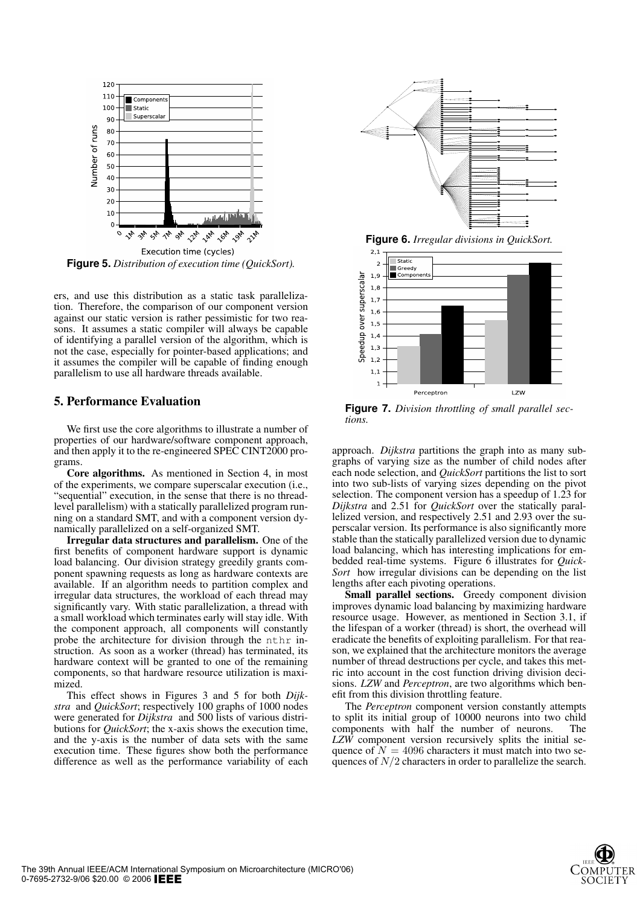**Figure 5.** *Distribution of execution time (QuickSort).*

ers, and use this distribution as a static task parallelization. Therefore, the comparison of our component version against our static version is rather pessimistic for two reasons. It assumes a static compiler will always be capable of identifying a parallel version of the algorithm, which is not the case, especially for pointer-based applications; and it assumes the compiler will be capable of finding enough parallelism to use all hardware threads available.

## 5. Performance Evaluation

We first use the core algorithms to illustrate a number of properties of our hardware/software component approach, and then apply it to the re-engineered SPEC CINT2000 programs.

**Core algorithms.** As mentioned in Section 4, in most of the experiments, we compare superscalar execution (i.e., "sequential" execution, in the sense that there is no thread-level parallelism) with a statically parallelized program running on a standard SMT, and with a component version dynamically parallelized on a self-organized SMT.

**Irregular data structures and parallelism.** One of the first benefits of component hardware support is dynamic load balancing. Our division strategy greedily grants component spawning requests as long as hardware contexts are available. If an algorithm needs to partition complex and irregular data structures, the workload of each thread may significantly vary. With static parallelization, a thread with a small workload which terminates early will stay idle. With the component approach, all components will constantly probe the architecture for division through the `nthr` instruction. As soon as a worker (thread) has terminated, its hardware context will be granted to one of the remaining components, so that hardware resource utilization is maximized.

This effect shows in Figures 3 and 5 for both *Dijkstra* and *QuickSort*; respectively 100 graphs of 1000 nodes were generated for *Dijkstra* and 500 lists of various distributions for *QuickSort*; the x-axis shows the execution time, and the y-axis is the number of data sets with the same execution time. These figures show both the performance difference as well as the performance variability of each approach. *Dijkstra* partitions the graph into as many subgraphs of varying size as the number of child nodes after each node selection, and *QuickSort* partitions the list to sort into two sub-lists of varying sizes depending on the pivot selection. The component version has a speedup of 1.23 for *Dijkstra* and 2.51 for *QuickSort* over the statically parallelized version, and respectively 2.51 and 2.93 over the superscalar version. Its performance is also significantly more stable than the statically parallelized version due to dynamic load balancing, which has interesting implications for embedded real-time systems. Figure 6 illustrates for *QuickSort* how irregular divisions can be depending on the list lengths after each pivoting operations.

**Figure 6.** *Irregular divisions in QuickSort.*

**Figure 7.** *Division throttling of small parallel sections.*

**Small parallel sections.** Greedy component division improves dynamic load balancing by maximizing hardware resource usage. However, as mentioned in Section 3.1, if the lifespan of a worker (thread) is short, the overhead will eradicate the benefits of exploiting parallelism. For that reason, we explained that the architecture monitors the average number of thread destructions per cycle, and takes this metric into account in the cost function driving division decisions. *LZW* and *Perceptron*, are two algorithms which benefit from this division throttling feature.

The *Perceptron* component version constantly attempts to split its initial group of 10000 neurons into two child components with half the number of neurons. The *LZW* component version recursively splits the initial sequence of $N = 4096$ characters it must match into two sequences of $N/2$ characters in order to parallelize the search.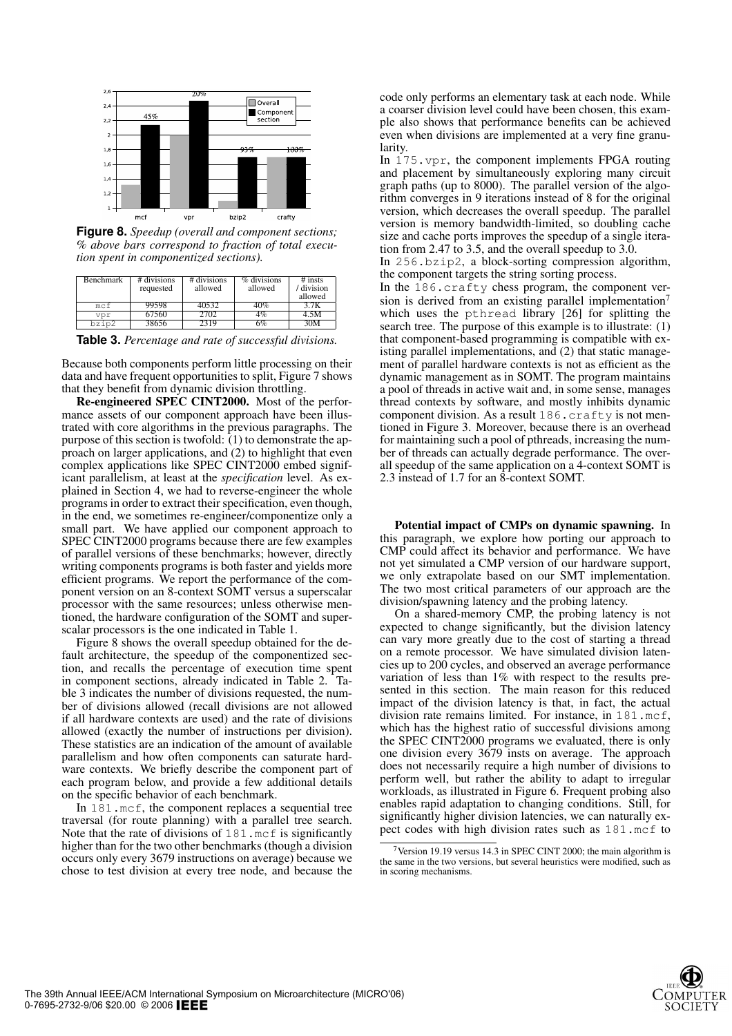**Figure 8.** *Speedup (overall and component sections; % above bars correspond to fraction of total execution spent in componentized sections).*

| Benchmark | # divisions requested | # divisions allowed | % divisions allowed | # insts / division allowed |
|---|---|---|---|---|
| mcf | 99598 | 40532 | 40% | 3.7K |
| vpr | 67560 | 2702 | 4% | 4.5M |
| bzip2 | 38656 | 2319 | 6% | 30M |

**Table 3.** *Percentage and rate of successful divisions.*

Because both components perform little processing on their data and have frequent opportunities to split, Figure 7 shows that they benefit from dynamic division throttling.

**Re-engineered SPEC CINT2000.** Most of the performance assets of our component approach have been illustrated with core algorithms in the previous paragraphs. The purpose of this section is twofold: (1) to demonstrate the approach on larger applications, and (2) to highlight that even complex applications like SPEC CINT2000 embed significant parallelism, at least at the *specification* level. As explained in Section 4, we had to reverse-engineer the whole programs in order to extract their specification, even though, in the end, we sometimes re-engineer/componentize only a small part. We have applied our component approach to SPEC CINT2000 programs because there are few examples of parallel versions of these benchmarks; however, directly writing components programs is both faster and yields more efficient programs. We report the performance of the component version on an 8-context SOMT versus a superscalar processor with the same resources; unless otherwise mentioned, the hardware configuration of the SOMT and superscalar processors is the one indicated in Table 1.

Figure 8 shows the overall speedup obtained for the default architecture, the speedup of the componentized section, and recalls the percentage of execution time spent in component sections, already indicated in Table 2. Table 3 indicates the number of divisions requested, the number of divisions allowed (recall divisions are not allowed if all hardware contexts are used) and the rate of divisions allowed (exactly the number of instructions per division). These statistics are an indication of the amount of available parallelism and how often components can saturate hardware contexts. We briefly describe the component part of each program below, and provide a few additional details on the specific behavior of each benchmark.

In 181.mcf, the component replaces a sequential tree traversal (for route planning) with a parallel tree search. Note that the rate of divisions of 181.mcf is significantly higher than for the two other benchmarks (though a division occurs only every 3679 instructions on average) because we chose to test division at every tree node, and because the code only performs an elementary task at each node. While a coarser division level could have been chosen, this example also shows that performance benefits can be achieved even when divisions are implemented at a very fine granularity.

In 175.vpr, the component implements FPGA routing and placement by simultaneously exploring many circuit graph paths (up to 8000). The parallel version of the algorithm converges in 9 iterations instead of 8 for the original version, which decreases the overall speedup. The parallel version is memory bandwidth-limited, so doubling cache size and cache ports improves the speedup of a single iteration from 2.47 to 3.5, and the overall speedup to 3.0.

In 256.bzip2, a block-sorting compression algorithm, the component targets the string sorting process.

In the 186.crafty chess program, the component version is derived from an existing parallel implementation[7] which uses the pthread library [26] for splitting the search tree. The purpose of this example is to illustrate: (1) that component-based programming is compatible with existing parallel implementations, and (2) that static management of parallel hardware contexts is not as efficient as the dynamic management as in SOMT. The program maintains a pool of threads in active wait and, in some sense, manages thread contexts by software, and mostly inhibits dynamic component division. As a result 186.crafty is not mentioned in Figure 3. Moreover, because there is an overhead for maintaining such a pool of pthreads, increasing the number of threads can actually degrade performance. The overall speedup of the same application on a 4-context SOMT is 2.3 instead of 1.7 for an 8-context SOMT.

**Potential impact of CMPs on dynamic spawning.** In this paragraph, we explore how porting our approach to CMP could affect its behavior and performance. We have not yet simulated a CMP version of our hardware support, we only extrapolate based on our SMT implementation. The two most critical parameters of our approach are the division/spawning latency and the probing latency.

On a shared-memory CMP, the probing latency is not expected to change significantly, but the division latency can vary more greatly due to the cost of starting a thread on a remote processor. We have simulated division latencies up to 200 cycles, and observed an average performance variation of less than 1% with respect to the results presented in this section. The main reason for this reduced impact of the division latency is that, in fact, the actual division rate remains limited. For instance, in 181.mcf, which has the highest ratio of successful divisions among the SPEC CINT2000 programs we evaluated, there is only one division every 3679 insts on average. The approach does not necessarily require a high number of divisions to perform well, but rather the ability to adapt to irregular workloads, as illustrated in Figure 6. Frequent probing also enables rapid adaptation to changing conditions. Still, for significantly higher division latencies, we can naturally expect codes with high division rates such as 181.mcf to

[7] Version 19.19 versus 14.3 in SPEC CINT 2000; the main algorithm is the same in the two versions, but several heuristics were modified, such as in scoring mechanisms.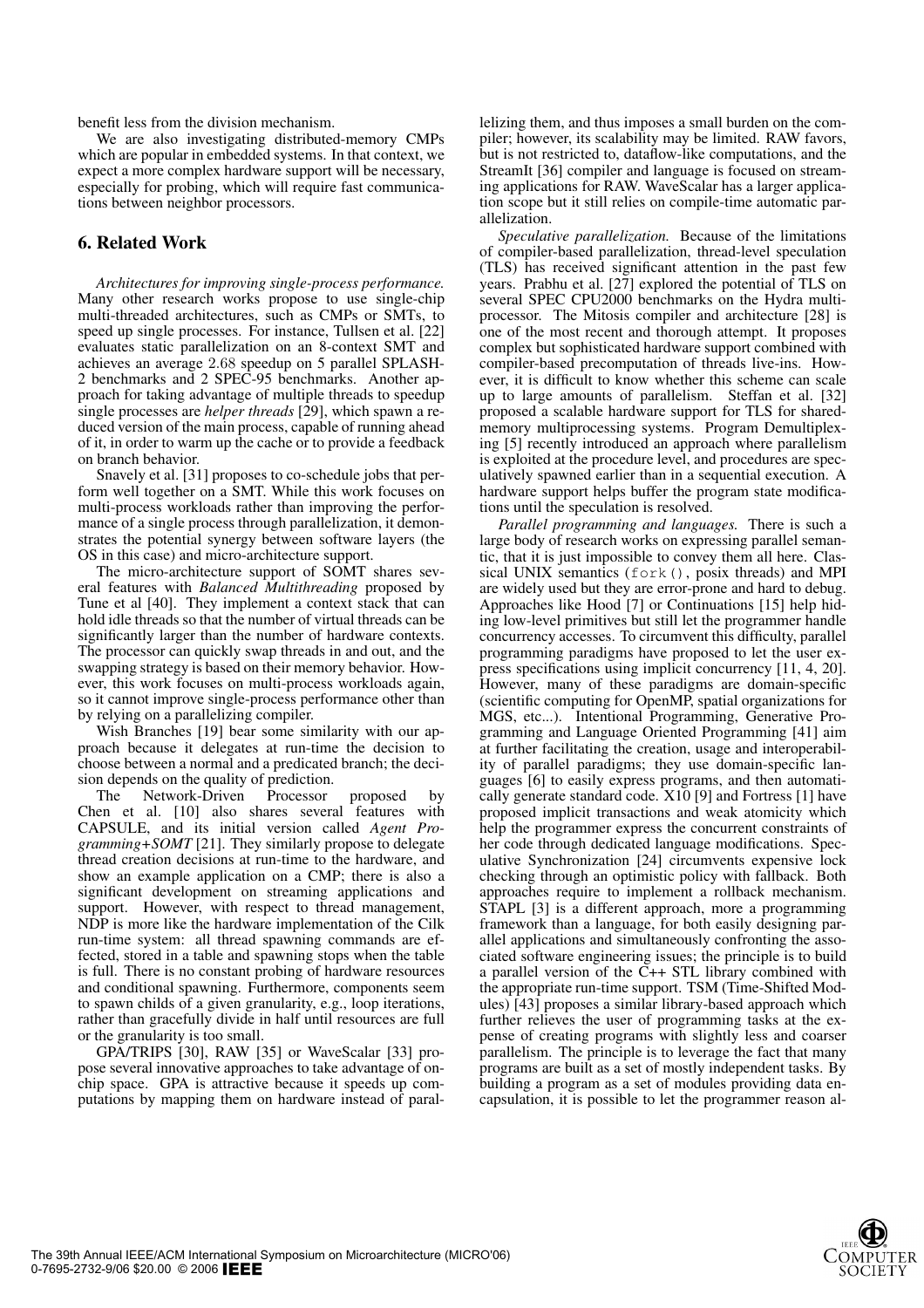benefit less from the division mechanism.

We are also investigating distributed-memory CMPs which are popular in embedded systems. In that context, we expect a more complex hardware support will be necessary, especially for probing, which will require fast communications between neighbor processors.

## 6. Related Work

*Architectures for improving single-process performance.* Many other research works propose to use single-chip multi-threaded architectures, such as CMPs or SMTs, to speed up single processes. For instance, Tullsen et al. [22] evaluates static parallelization on an 8-context SMT and achieves an average 2.68 speedup on 5 parallel SPLASH-2 benchmarks and 2 SPEC-95 benchmarks. Another approach for taking advantage of multiple threads to speedup single processes are *helper threads* [29], which spawn a reduced version of the main process, capable of running ahead of it, in order to warm up the cache or to provide a feedback on branch behavior.

Snavely et al. [31] proposes to co-schedule jobs that perform well together on a SMT. While this work focuses on multi-process workloads rather than improving the performance of a single process through parallelization, it demonstrates the potential synergy between software layers (the OS in this case) and micro-architecture support.

The micro-architecture support of SOMT shares several features with *Balanced Multithreading* proposed by Tune et al [40]. They implement a context stack that can hold idle threads so that the number of virtual threads can be significantly larger than the number of hardware contexts. The processor can quickly swap threads in and out, and the swapping strategy is based on their memory behavior. However, this work focuses on multi-process workloads again, so it cannot improve single-process performance other than by relying on a parallelizing compiler.

Wish Branches [19] bear some similarity with our approach because it delegates at run-time the decision to choose between a normal and a predicated branch; the decision depends on the quality of prediction.

The Network-Driven Processor proposed by Chen et al. [10] also shares several features with CAPSULE, and its initial version called *Agent Programming+SOMT* [21]. They similarly propose to delegate thread creation decisions at run-time to the hardware, and show an example application on a CMP; there is also a significant development on streaming applications and support. However, with respect to thread management, NDP is more like the hardware implementation of the Cilk run-time system: all thread spawning commands are effected, stored in a table and spawning stops when the table is full. There is no constant probing of hardware resources and conditional spawning. Furthermore, components seem to spawn childs of a given granularity, e.g., loop iterations, rather than gracefully divide in half until resources are full or the granularity is too small.

GPA/TRIPS [30], RAW [35] or WaveScalar [33] propose several innovative approaches to take advantage of on-chip space. GPA is attractive because it speeds up computations by mapping them on hardware instead of parallelizing them, and thus imposes a small burden on the compiler; however, its scalability may be limited. RAW favors, but is not restricted to, dataflow-like computations, and the StreamIt [36] compiler and language is focused on streaming applications for RAW. WaveScalar has a larger application scope but it still relies on compile-time automatic parallelization.

*Speculative parallelization.* Because of the limitations of compiler-based parallelization, thread-level speculation (TLS) has received significant attention in the past few years. Prabhu et al. [27] explored the potential of TLS on several SPEC CPU2000 benchmarks on the Hydra multiprocessor. The Mitosis compiler and architecture [28] is one of the most recent and thorough attempt. It proposes complex but sophisticated hardware support combined with compiler-based precomputation of threads live-ins. However, it is difficult to know whether this scheme can scale up to large amounts of parallelism. Steffan et al. [32] proposed a scalable hardware support for TLS for shared-memory multiprocessing systems. Program Demultiplexing [5] recently introduced an approach where parallelism is exploited at the procedure level, and procedures are speculatively spawned earlier than in a sequential execution. A hardware support helps buffer the program state modifications until the speculation is resolved.

*Parallel programming and languages.* There is such a large body of research works on expressing parallel semantic, that it is just impossible to convey them all here. Classical UNIX semantics (`fork()`, posix threads) and MPI are widely used but they are error-prone and hard to debug. Approaches like Hood [7] or Continuations [15] help hiding low-level primitives but still let the programmer handle concurrency accesses. To circumvent this difficulty, parallel programming paradigms have proposed to let the user express specifications using implicit concurrency [11, 4, 20]. However, many of these paradigms are domain-specific (scientific computing for OpenMP, spatial organizations for MGS, etc...). Intentional Programming, Generative Programming and Language Oriented Programming [41] aim at further facilitating the creation, usage and interoperability of parallel paradigms; they use domain-specific languages [6] to easily express programs, and then automatically generate standard code. X10 [9] and Fortress [1] have proposed implicit transactions and weak atomicity which help the programmer express the concurrent constraints of her code through dedicated language modifications. Speculative Synchronization [24] circumvents expensive lock checking through an optimistic policy with fallback. Both approaches require to implement a rollback mechanism. STAPL [3] is a different approach, more a programming framework than a language, for both easily designing parallel applications and simultaneously confronting the associated software engineering issues; the principle is to build a parallel version of the C++ STL library combined with the appropriate run-time support. TSM (Time-Shifted Modules) [43] proposes a similar library-based approach which further relieves the user of programming tasks at the expense of creating programs with slightly less and coarser parallelism. The principle is to leverage the fact that many programs are built as a set of mostly independent tasks. By building a program as a set of modules providing data encapsulation, it is possible to let the programmer reason al-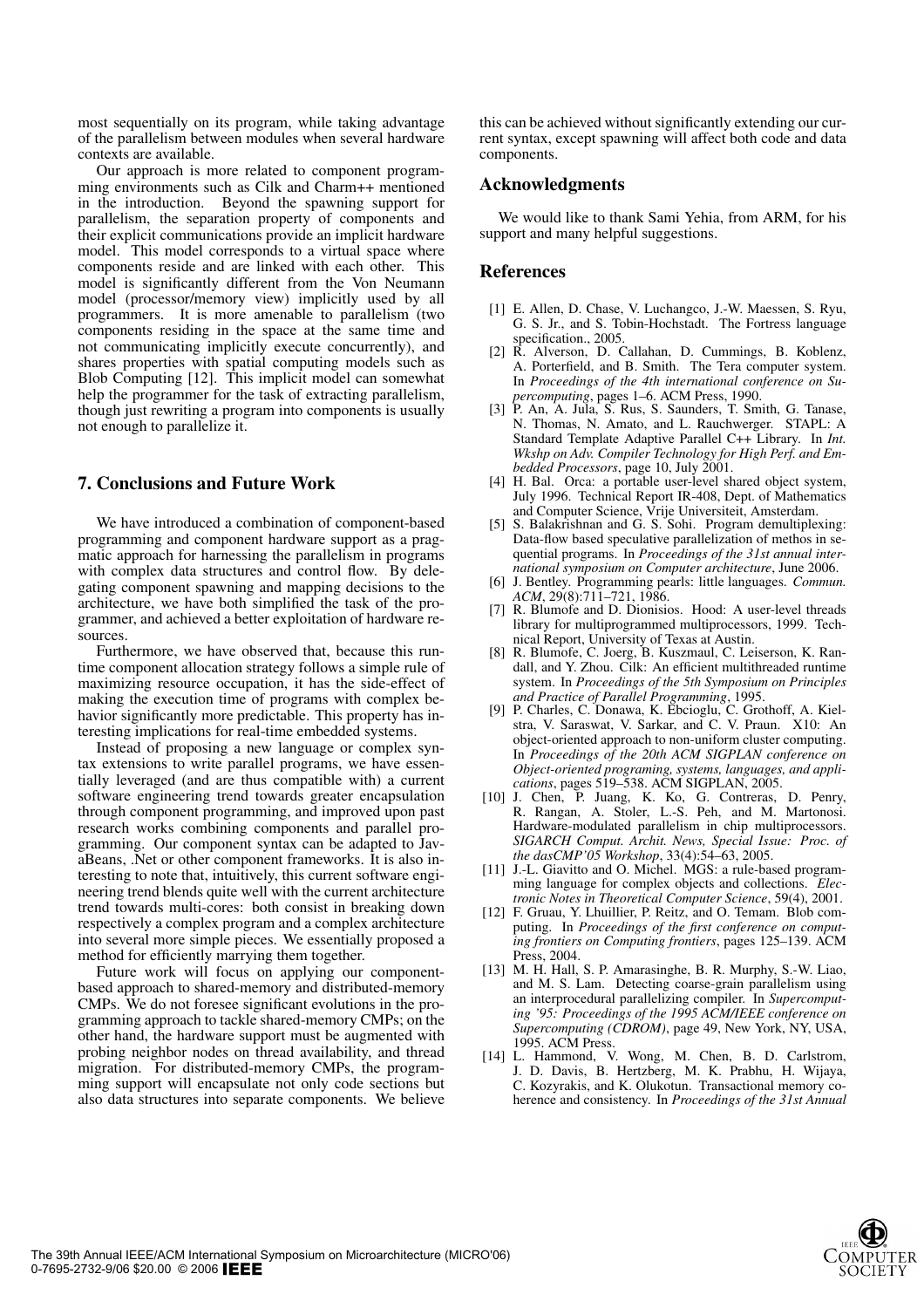most sequentially on its program, while taking advantage of the parallelism between modules when several hardware contexts are available.

Our approach is more related to component programming environments such as Cilk and Charm++ mentioned in the introduction. Beyond the spawning support for parallelism, the separation property of components and their explicit communications provide an implicit hardware model. This model corresponds to a virtual space where components reside and are linked with each other. This model is significantly different from the Von Neumann model (processor/memory view) implicitly used by all programmers. It is more amenable to parallelism (two components residing in the space at the same time and not communicating implicitly execute concurrently), and shares properties with spatial computing models such as Blob Computing [12]. This implicit model can somewhat help the programmer for the task of extracting parallelism, though just rewriting a program into components is usually not enough to parallelize it.

## 7. Conclusions and Future Work

We have introduced a combination of component-based programming and component hardware support as a pragmatic approach for harnessing the parallelism in programs with complex data structures and control flow. By delegating component spawning and mapping decisions to the architecture, we have both simplified the task of the programmer, and achieved a better exploitation of hardware resources.

Furthermore, we have observed that, because this runtime component allocation strategy follows a simple rule of maximizing resource occupation, it has the side-effect of making the execution time of programs with complex behavior significantly more predictable. This property has interesting implications for real-time embedded systems.

Instead of proposing a new language or complex syntax extensions to write parallel programs, we have essentially leveraged (and are thus compatible with) a current software engineering trend towards greater encapsulation through component programming, and improved upon past research works combining components and parallel programming. Our component syntax can be adapted to JavaBeans, .Net or other component frameworks. It is also interesting to note that, intuitively, this current software engineering trend blends quite well with the current architecture trend towards multi-cores: both consist in breaking down respectively a complex program and a complex architecture into several more simple pieces. We essentially proposed a method for efficiently marrying them together.

Future work will focus on applying our component-based approach to shared-memory and distributed-memory CMPs. We do not foresee significant evolutions in the programming approach to tackle shared-memory CMPs; on the other hand, the hardware support must be augmented with probing neighbor nodes on thread availability, and thread migration. For distributed-memory CMPs, the programming support will encapsulate not only code sections but also data structures into separate components. We believe this can be achieved without significantly extending our current syntax, except spawning will affect both code and data components.

## Acknowledgments

We would like to thank Sami Yehia, from ARM, for his support and many helpful suggestions.

## References

[1] E. Allen, D. Chase, V. Luchangco, J.-W. Maessen, S. Ryu, G. S. Jr., and S. Tobin-Hochstadt. The Fortress language specification., 2005.

[2] R. Alverson, D. Callahan, D. Cummings, B. Koblenz, A. Porterfield, and B. Smith. The Tera computer system. In *Proceedings of the 4th international conference on Supercomputing*, pages 1–6. ACM Press, 1990.

[3] P. An, A. Jula, S. Rus, S. Saunders, T. Smith, G. Tanase, N. Thomas, N. Amato, and L. Rauchwerger. STAPL: A Standard Template Adaptive Parallel C++ Library. In *Int. Wkshp on Adv. Compiler Technology for High Perf. and Embedded Processors*, page 10, July 2001.

[4] H. Bal. Orca: a portable user-level shared object system, July 1996. Technical Report IR-408, Dept. of Mathematics and Computer Science, Vrije Universiteit, Amsterdam.

[5] S. Balakrishnan and G. S. Sohi. Program demultiplexing: Data-flow based speculative parallelization of methos in sequential programs. In *Proceedings of the 31st annual international symposium on Computer architecture*, June 2006.

[6] J. Bentley. Programming pearls: little languages. *Commun. ACM*, 29(8):711–721, 1986.

[7] R. Blumofe and D. Dionisios. Hood: A user-level threads library for multiprogrammed multiprocessors, 1999. Technical Report, University of Texas at Austin.

[8] R. Blumofe, C. Joerg, B. Kuszmaul, C. Leiserson, K. Randall, and Y. Zhou. Cilk: An efficient multithreaded runtime system. In *Proceedings of the 5th Symposium on Principles and Practice of Parallel Programming*, 1995.

[9] P. Charles, C. Donawa, K. Ebcioglu, C. Grothoff, A. Kielstra, V. Saraswat, V. Sarkar, and C. V. Praun. X10: An object-oriented approach to non-uniform cluster computing. In *Proceedings of the 20th ACM SIGPLAN conference on Object-oriented programing, systems, languages, and applications*, pages 519–538. ACM SIGPLAN, 2005.

[10] J. Chen, P. Juang, K. Ko, G. Contreras, D. Penry, R. Rangan, A. Stoler, L.-S. Peh, and M. Martonosi. Hardware-modulated parallelism in chip multiprocessors. *SIGARCH Comput. Archit. News, Special Issue: Proc. of the dasCMP'05 Workshop*, 33(4):54–63, 2005.

[11] J.-L. Giavitto and O. Michel. MGS: a rule-based programming language for complex objects and collections. *Electronic Notes in Theoretical Computer Science*, 59(4), 2001.

[12] F. Gruau, Y. Lhuillier, P. Reitz, and O. Temam. Blob computing. In *Proceedings of the first conference on computing frontiers on Computing frontiers*, pages 125–139. ACM Press, 2004.

[13] M. H. Hall, S. P. Amarasinghe, B. R. Murphy, S.-W. Liao, and M. S. Lam. Detecting coarse-grain parallelism using an interprocedural parallelizing compiler. In *Supercomputing '95: Proceedings of the 1995 ACM/IEEE conference on Supercomputing (CDROM)*, page 49, New York, NY, USA, 1995. ACM Press.

[14] L. Hammond, V. Wong, M. Chen, B. D. Carlstrom, J. D. Davis, B. Hertzberg, M. K. Prabhu, H. Wijaya, C. Kozyrakis, and K. Olukotun. Transactional memory coherence and consistency. In *Proceedings of the 31st Annual*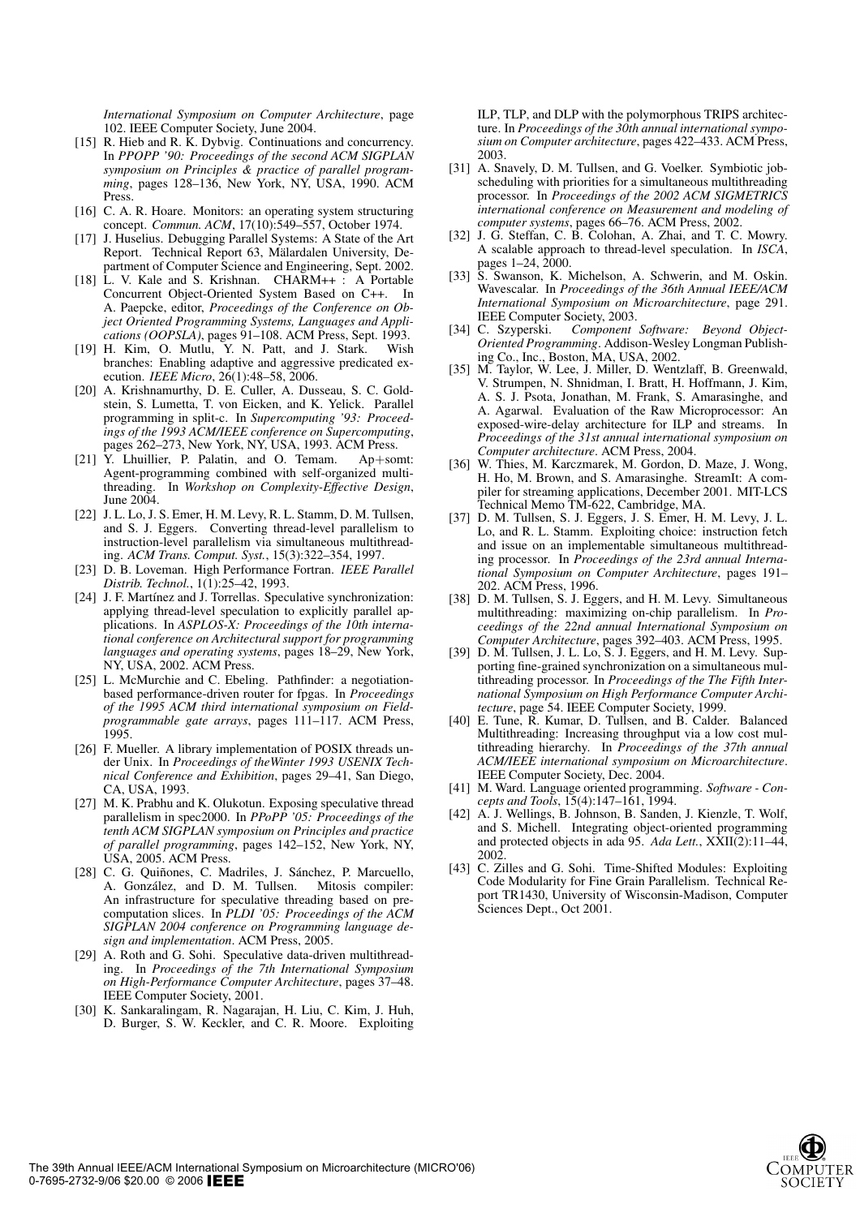*International Symposium on Computer Architecture*, page 102. IEEE Computer Society, June 2004.

[15] R. Hieb and R. K. Dybvig. Continuations and concurrency. In *PPOPP '90: Proceedings of the second ACM SIGPLAN symposium on Principles & practice of parallel programming*, pages 128–136, New York, NY, USA, 1990. ACM Press.

[16] C. A. R. Hoare. Monitors: an operating system structuring concept. *Commun. ACM*, 17(10):549–557, October 1974.

[17] J. Huselius. Debugging Parallel Systems: A State of the Art Report. Technical Report 63, Mälardalen University, Department of Computer Science and Engineering, Sept. 2002.

[18] L. V. Kale and S. Krishnan. CHARM++ : A Portable Concurrent Object-Oriented System Based on C++. In A. Paepcke, editor, *Proceedings of the Conference on Object Oriented Programming Systems, Languages and Applications (OOPSLA)*, pages 91–108. ACM Press, Sept. 1993.

[19] H. Kim, O. Mutlu, Y. N. Patt, and J. Stark. Wish branches: Enabling adaptive and aggressive predicated execution. *IEEE Micro*, 26(1):48–58, 2006.

[20] A. Krishnamurthy, D. E. Culler, A. Dusseau, S. C. Goldstein, S. Lumetta, T. von Eicken, and K. Yelick. Parallel programming in split-c. In *Supercomputing '93: Proceedings of the 1993 ACM/IEEE conference on Supercomputing*, pages 262–273, New York, NY, USA, 1993. ACM Press.

[21] Y. Lhuillier, P. Palatin, and O. Temam. Ap+somt: Agent-programming combined with self-organized multithreading. In *Workshop on Complexity-Effective Design*, June 2004.

[22] J. L. Lo, J. S. Emer, H. M. Levy, R. L. Stamm, D. M. Tullsen, and S. J. Eggers. Converting thread-level parallelism to instruction-level parallelism via simultaneous multithreading. *ACM Trans. Comput. Syst.*, 15(3):322–354, 1997.

[23] D. B. Loveman. High Performance Fortran. *IEEE Parallel Distrib. Technol.*, 1(1):25–42, 1993.

[24] J. F. Martínez and J. Torrellas. Speculative synchronization: applying thread-level speculation to explicitly parallel applications. In *ASPLOS-X: Proceedings of the 10th international conference on Architectural support for programming languages and operating systems*, pages 18–29, New York, NY, USA, 2002. ACM Press.

[25] L. McMurchie and C. Ebeling. Pathfinder: a negotiation-based performance-driven router for fpgas. In *Proceedings of the 1995 ACM third international symposium on Field-programmable gate arrays*, pages 111–117. ACM Press, 1995.

[26] F. Mueller. A library implementation of POSIX threads under Unix. In *Proceedings of theWinter 1993 USENIX Technical Conference and Exhibition*, pages 29–41, San Diego, CA, USA, 1993.

[27] M. K. Prabhu and K. Olukotun. Exposing speculative thread parallelism in spec2000. In *PPoPP '05: Proceedings of the tenth ACM SIGPLAN symposium on Principles and practice of parallel programming*, pages 142–152, New York, NY, USA, 2005. ACM Press.

[28] C. G. Quiñones, C. Madriles, J. Sánchez, P. Marcuello, A. González, and D. M. Tullsen. Mitosis compiler: An infrastructure for speculative threading based on pre-computation slices. In *PLDI '05: Proceedings of the ACM SIGPLAN 2004 conference on Programming language design and implementation*. ACM Press, 2005.

[29] A. Roth and G. Sohi. Speculative data-driven multithreading. In *Proceedings of the 7th International Symposium on High-Performance Computer Architecture*, pages 37–48. IEEE Computer Society, 2001.

[30] K. Sankaralingam, R. Nagarajan, H. Liu, C. Kim, J. Huh, D. Burger, S. W. Keckler, and C. R. Moore. Exploiting ILP, TLP, and DLP with the polymorphous TRIPS architecture. In *Proceedings of the 30th annual international symposium on Computer architecture*, pages 422–433. ACM Press, 2003.

[31] A. Snavely, D. M. Tullsen, and G. Voelker. Symbiotic job-scheduling with priorities for a simultaneous multithreading processor. In *Proceedings of the 2002 ACM SIGMETRICS international conference on Measurement and modeling of computer systems*, pages 66–76. ACM Press, 2002.

[32] J. G. Steffan, C. B. Colohan, A. Zhai, and T. C. Mowry. A scalable approach to thread-level speculation. In *ISCA*, pages 1–24, 2000.

[33] S. Swanson, K. Michelson, A. Schwerin, and M. Oskin. Wavescalar. In *Proceedings of the 36th Annual IEEE/ACM International Symposium on Microarchitecture*, page 291. IEEE Computer Society, 2003.

[34] C. Szyperski. *Component Software: Beyond Object-Oriented Programming*. Addison-Wesley Longman Publishing Co., Inc., Boston, MA, USA, 2002.

[35] M. Taylor, W. Lee, J. Miller, D. Wentzlaff, B. Greenwald, V. Strumpen, N. Shnidman, I. Bratt, H. Hoffmann, J. Kim, A. S. J. Psota, Jonathan, M. Frank, S. Amarasinghe, and A. Agarwal. Evaluation of the Raw Microprocessor: An exposed-wire-delay architecture for ILP and streams. In *Proceedings of the 31st annual international symposium on Computer architecture*. ACM Press, 2004.

[36] W. Thies, M. Karczmarek, M. Gordon, D. Maze, J. Wong, H. Ho, M. Brown, and S. Amarasinghe. StreamIt: A compiler for streaming applications, December 2001. MIT-LCS Technical Memo TM-622, Cambridge, MA.

[37] D. M. Tullsen, S. J. Eggers, J. S. Emer, H. M. Levy, J. L. Lo, and R. L. Stamm. Exploiting choice: instruction fetch and issue on an implementable simultaneous multithreading processor. In *Proceedings of the 23rd annual International Symposium on Computer Architecture*, pages 191–202. ACM Press, 1996.

[38] D. M. Tullsen, S. J. Eggers, and H. M. Levy. Simultaneous multithreading: maximizing on-chip parallelism. In *Proceedings of the 22nd annual International Symposium on Computer Architecture*, pages 392–403. ACM Press, 1995.

[39] D. M. Tullsen, J. L. Lo, S. J. Eggers, and H. M. Levy. Supporting fine-grained synchronization on a simultaneous multithreading processor. In *Proceedings of the The Fifth International Symposium on High Performance Computer Architecture*, page 54. IEEE Computer Society, 1999.

[40] E. Tune, R. Kumar, D. Tullsen, and B. Calder. Balanced Multithreading: Increasing throughput via a low cost multithreading hierarchy. In *Proceedings of the 37th annual ACM/IEEE international symposium on Microarchitecture*. IEEE Computer Society, Dec. 2004.

[41] M. Ward. Language oriented programming. *Software - Concepts and Tools*, 15(4):147–161, 1994.

[42] A. J. Wellings, B. Johnson, B. Sanden, J. Kienzle, T. Wolf, and S. Michell. Integrating object-oriented programming and protected objects in ada 95. *Ada Lett.*, XXII(2):11–44, 2002.

[43] C. Zilles and G. Sohi. Time-Shifted Modules: Exploiting Code Modularity for Fine Grain Parallelism. Technical Report TR1430, University of Wisconsin-Madison, Computer Sciences Dept., Oct 2001.